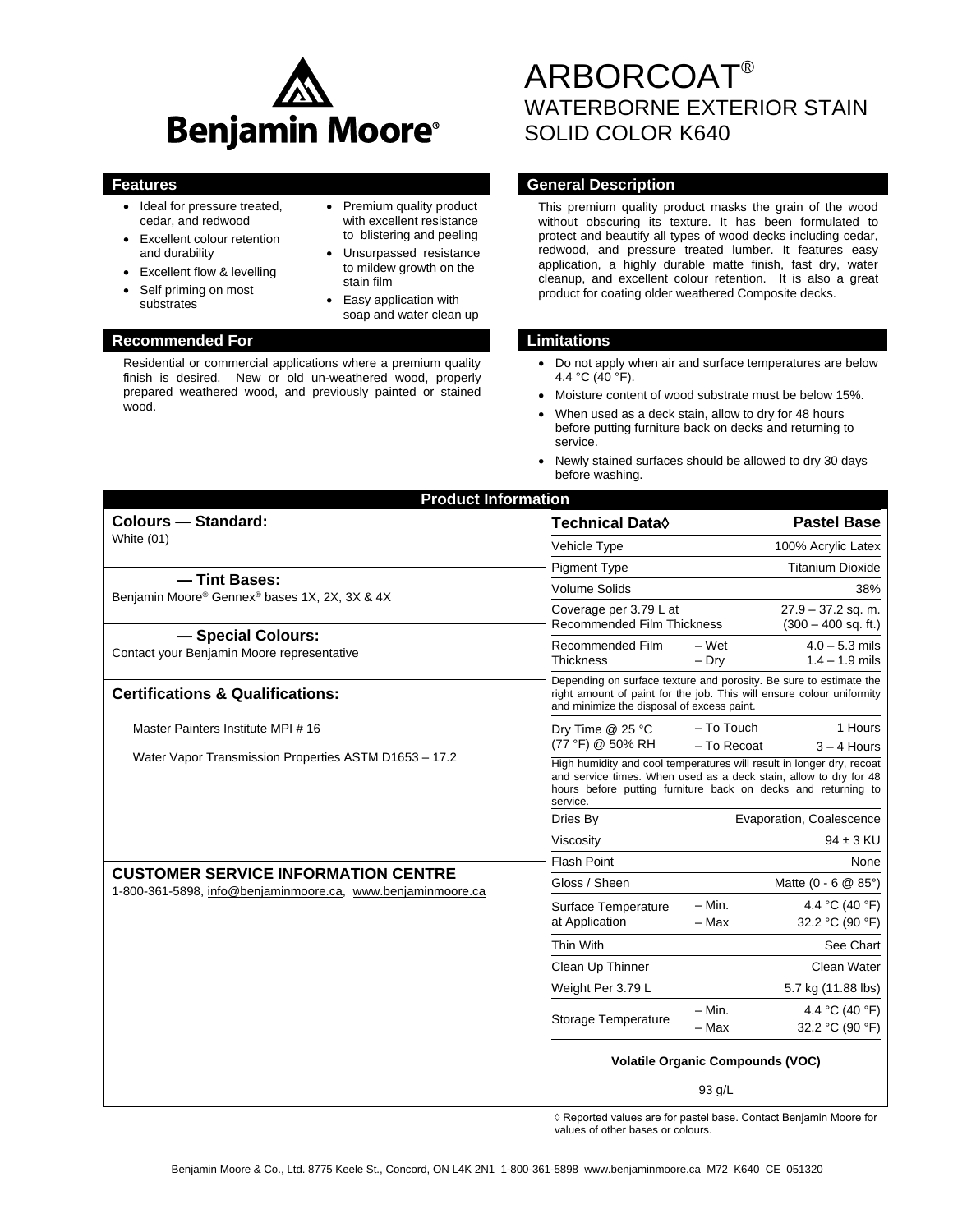Benjamin Moore®

# ARBORCOAT®
## WATERBORNE EXTERIOR STAIN SOLID COLOR K640

### Features

- Ideal for pressure treated, cedar, and redwood
- Excellent colour retention and durability
- Excellent flow & levelling
- Self priming on most substrates
- Premium quality product with excellent resistance to blistering and peeling
- Unsurpassed resistance to mildew growth on the stain film
- Easy application with soap and water clean up

### General Description

This premium quality product masks the grain of the wood without obscuring its texture. It has been formulated to protect and beautify all types of wood decks including cedar, redwood, and pressure treated lumber. It features easy application, a highly durable matte finish, fast dry, water cleanup, and excellent colour retention. It is also a great product for coating older weathered Composite decks.

### Recommended For

Residential or commercial applications where a premium quality finish is desired. New or old un-weathered wood, properly prepared weathered wood, and previously painted or stained wood.

### Limitations

- Do not apply when air and surface temperatures are below 4.4 °C (40 °F).
- Moisture content of wood substrate must be below 15%.
- When used as a deck stain, allow to dry for 48 hours before putting furniture back on decks and returning to service.
- Newly stained surfaces should be allowed to dry 30 days before washing.

### Product Information

**Colours — Standard:**
White (01)

**— Tint Bases:**
Benjamin Moore® Gennex® bases 1X, 2X, 3X & 4X

**— Special Colours:**
Contact your Benjamin Moore representative

**Certifications & Qualifications:**

Master Painters Institute MPI # 16

Water Vapor Transmission Properties ASTM D1653 – 17.2

**CUSTOMER SERVICE INFORMATION CENTRE**
1-800-361-5898, info@benjaminmoore.ca, www.benjaminmoore.ca

| Technical Data◊ | | Pastel Base |
|---|---|---|
| Vehicle Type | | 100% Acrylic Latex |
| Pigment Type | | Titanium Dioxide |
| Volume Solids | | 38% |
| Coverage per 3.79 L at Recommended Film Thickness | | 27.9 – 37.2 sq. m. (300 – 400 sq. ft.) |
| Recommended Film Thickness | – Wet<br>– Dry | 4.0 – 5.3 mils<br>1.4 – 1.9 mils |
| Depending on surface texture and porosity. Be sure to estimate the right amount of paint for the job. This will ensure colour uniformity and minimize the disposal of excess paint. | | |
| Dry Time @ 25 °C (77 °F) @ 50% RH | – To Touch<br>– To Recoat | 1 Hours<br>3 – 4 Hours |
| High humidity and cool temperatures will result in longer dry, recoat and service times. When used as a deck stain, allow to dry for 48 hours before putting furniture back on decks and returning to service. | | |
| Dries By | | Evaporation, Coalescence |
| Viscosity | | 94 ± 3 KU |
| Flash Point | | None |
| Gloss / Sheen | | Matte (0 - 6 @ 85°) |
| Surface Temperature at Application | – Min.<br>– Max | 4.4 °C (40 °F)<br>32.2 °C (90 °F) |
| Thin With | | See Chart |
| Clean Up Thinner | | Clean Water |
| Weight Per 3.79 L | | 5.7 kg (11.88 lbs) |
| Storage Temperature | – Min.<br>– Max | 4.4 °C (40 °F)<br>32.2 °C (90 °F) |
| Volatile Organic Compounds (VOC) | | 93 g/L |

◊ Reported values are for pastel base. Contact Benjamin Moore for values of other bases or colours.

Benjamin Moore & Co., Ltd. 8775 Keele St., Concord, ON L4K 2N1 1-800-361-5898 www.benjaminmoore.ca M72 K640 CE 051320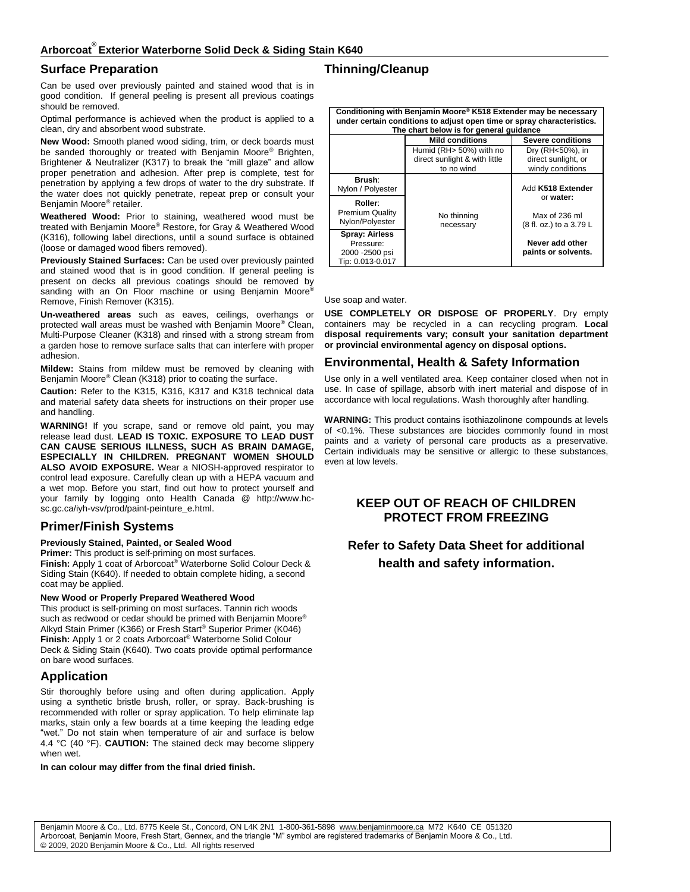# Arborcoat® Exterior Waterborne Solid Deck & Siding Stain K640

## Surface Preparation

Can be used over previously painted and stained wood that is in good condition. If general peeling is present all previous coatings should be removed.

Optimal performance is achieved when the product is applied to a clean, dry and absorbent wood substrate.

**New Wood:** Smooth planed wood siding, trim, or deck boards must be sanded thoroughly or treated with Benjamin Moore® Brighten, Brightener & Neutralizer (K317) to break the "mill glaze" and allow proper penetration and adhesion. After prep is complete, test for penetration by applying a few drops of water to the dry substrate. If the water does not quickly penetrate, repeat prep or consult your Benjamin Moore® retailer.

**Weathered Wood:** Prior to staining, weathered wood must be treated with Benjamin Moore® Restore, for Gray & Weathered Wood (K316), following label directions, until a sound surface is obtained (loose or damaged wood fibers removed).

**Previously Stained Surfaces:** Can be used over previously painted and stained wood that is in good condition. If general peeling is present on decks all previous coatings should be removed by sanding with an On Floor machine or using Benjamin Moore® Remove, Finish Remover (K315).

**Un-weathered areas** such as eaves, ceilings, overhangs or protected wall areas must be washed with Benjamin Moore® Clean, Multi-Purpose Cleaner (K318) and rinsed with a strong stream from a garden hose to remove surface salts that can interfere with proper adhesion.

**Mildew:** Stains from mildew must be removed by cleaning with Benjamin Moore® Clean (K318) prior to coating the surface.

**Caution:** Refer to the K315, K316, K317 and K318 technical data and material safety data sheets for instructions on their proper use and handling.

**WARNING!** If you scrape, sand or remove old paint, you may release lead dust. **LEAD IS TOXIC. EXPOSURE TO LEAD DUST CAN CAUSE SERIOUS ILLNESS, SUCH AS BRAIN DAMAGE, ESPECIALLY IN CHILDREN. PREGNANT WOMEN SHOULD ALSO AVOID EXPOSURE.** Wear a NIOSH-approved respirator to control lead exposure. Carefully clean up with a HEPA vacuum and a wet mop. Before you start, find out how to protect yourself and your family by logging onto Health Canada @ http://www.hc-sc.gc.ca/iyh-vsv/prod/paint-peinture_e.html.

## Primer/Finish Systems

**Previously Stained, Painted, or Sealed Wood**

**Primer:** This product is self-priming on most surfaces.
**Finish:** Apply 1 coat of Arborcoat® Waterborne Solid Colour Deck & Siding Stain (K640). If needed to obtain complete hiding, a second coat may be applied.

**New Wood or Properly Prepared Weathered Wood**

This product is self-priming on most surfaces. Tannin rich woods such as redwood or cedar should be primed with Benjamin Moore® Alkyd Stain Primer (K366) or Fresh Start® Superior Primer (K046)
**Finish:** Apply 1 or 2 coats Arborcoat® Waterborne Solid Colour Deck & Siding Stain (K640). Two coats provide optimal performance on bare wood surfaces.

## Application

Stir thoroughly before using and often during application. Apply using a synthetic bristle brush, roller, or spray. Back-brushing is recommended with roller or spray application. To help eliminate lap marks, stain only a few boards at a time keeping the leading edge "wet." Do not stain when temperature of air and surface is below 4.4 °C (40 °F). **CAUTION:** The stained deck may become slippery when wet.

**In can colour may differ from the final dried finish.**

## Thinning/Cleanup

**Conditioning with Benjamin Moore® K518 Extender may be necessary under certain conditions to adjust open time or spray characteristics. The chart below is for general guidance**

| | **Mild conditions** | **Severe conditions** |
|---|---|---|
| | Humid (RH> 50%) with no direct sunlight & with little to no wind | Dry (RH<50%), in direct sunlight, or windy conditions |
| **Brush**: Nylon / Polyester | No thinning necessary | Add **K518 Extender** or **water:** Max of 236 ml (8 fl. oz.) to a 3.79 L **Never add other paints or solvents.** |
| **Roller**: Premium Quality Nylon/Polyester | | |
| **Spray: Airless** Pressure: 2000 -2500 psi Tip: 0.013-0.017 | | |

Use soap and water.

**USE COMPLETELY OR DISPOSE OF PROPERLY**. Dry empty containers may be recycled in a can recycling program. **Local disposal requirements vary; consult your sanitation department or provincial environmental agency on disposal options.**

## Environmental, Health & Safety Information

Use only in a well ventilated area. Keep container closed when not in use. In case of spillage, absorb with inert material and dispose of in accordance with local regulations. Wash thoroughly after handling.

**WARNING:** This product contains isothiazolinone compounds at levels of <0.1%. These substances are biocides commonly found in most paints and a variety of personal care products as a preservative. Certain individuals may be sensitive or allergic to these substances, even at low levels.

**KEEP OUT OF REACH OF CHILDREN**
**PROTECT FROM FREEZING**

**Refer to Safety Data Sheet for additional health and safety information.**

Benjamin Moore & Co., Ltd. 8775 Keele St., Concord, ON L4K 2N1 1-800-361-5898 www.benjaminmoore.ca M72 K640 CE 051320
Arborcoat, Benjamin Moore, Fresh Start, Gennex, and the triangle "M" symbol are registered trademarks of Benjamin Moore & Co., Ltd.
© 2009, 2020 Benjamin Moore & Co., Ltd. All rights reserved